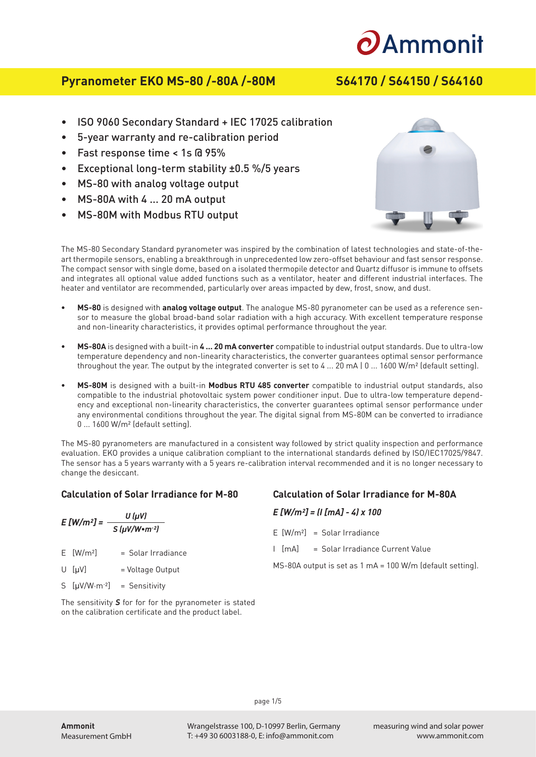# Pyranometer EKO MS-80 /-80A /-80M

**S64170 / S64150 / S64160**

- ISO 9060 Secondary Standard + IEC 17025 calibration
- 5-year warranty and re-calibration period
- Fast response time < 1s @ 95%
- Exceptional long-term stability ±0.5 %/5 years
- MS-80 with analog voltage output
- MS-80A with 4 ... 20 mA output
- MS-80M with Modbus RTU output

The MS-80 Secondary Standard pyranometer was inspired by the combination of latest technologies and state-of-the-art thermopile sensors, enabling a breakthrough in unprecedented low zero-offset behaviour and fast sensor response. The compact sensor with single dome, based on a isolated thermopile detector and Quartz diffusor is immune to offsets and integrates all optional value added functions such as a ventilator, heater and different industrial interfaces. The heater and ventilator are recommended, particularly over areas impacted by dew, frost, snow, and dust.

- **MS-80** is designed with **analog voltage output**. The analogue MS-80 pyranometer can be used as a reference sensor to measure the global broad-band solar radiation with a high accuracy. With excellent temperature response and non-linearity characteristics, it provides optimal performance throughout the year.
- **MS-80A** is designed with a built-in **4 ... 20 mA converter** compatible to industrial output standards. Due to ultra-low temperature dependency and non-linearity characteristics, the converter guarantees optimal sensor performance throughout the year. The output by the integrated converter is set to 4 ... 20 mA | 0 ... 1600 W/m² (default setting).
- **MS-80M** is designed with a built-in **Modbus RTU 485 converter** compatible to industrial output standards, also compatible to the industrial photovoltaic system power conditioner input. Due to ultra-low temperature dependency and exceptional non-linearity characteristics, the converter guarantees optimal sensor performance under any environmental conditions throughout the year. The digital signal from MS-80M can be converted to irradiance 0 ... 1600 W/m² (default setting).

The MS-80 pyranometers are manufactured in a consistent way followed by strict quality inspection and performance evaluation. EKO provides a unique calibration compliant to the international standards defined by ISO/IEC17025/9847. The sensor has a 5 years warranty with a 5 years re-calibration interval recommended and it is no longer necessary to change the desiccant.

## Calculation of Solar Irradiance for M-80

$$E\,[W/m^2] = \frac{U\,(\mu V)}{S\,(\mu V/W \cdot m^{-2})}$$

E [W/m²] = Solar Irradiance

U [µV] = Voltage Output

S [µV/W·m⁻²] = Sensitivity

The sensitivity ***S*** for for for the pyranometer is stated on the calibration certificate and the product label.

## Calculation of Solar Irradiance for M-80A

$$E\,[W/m^2] = (I\,[mA] - 4) \times 100$$

E [W/m²] = Solar Irradiance

I [mA] = Solar Irradiance Current Value

MS-80A output is set as 1 mA = 100 W/m (default setting).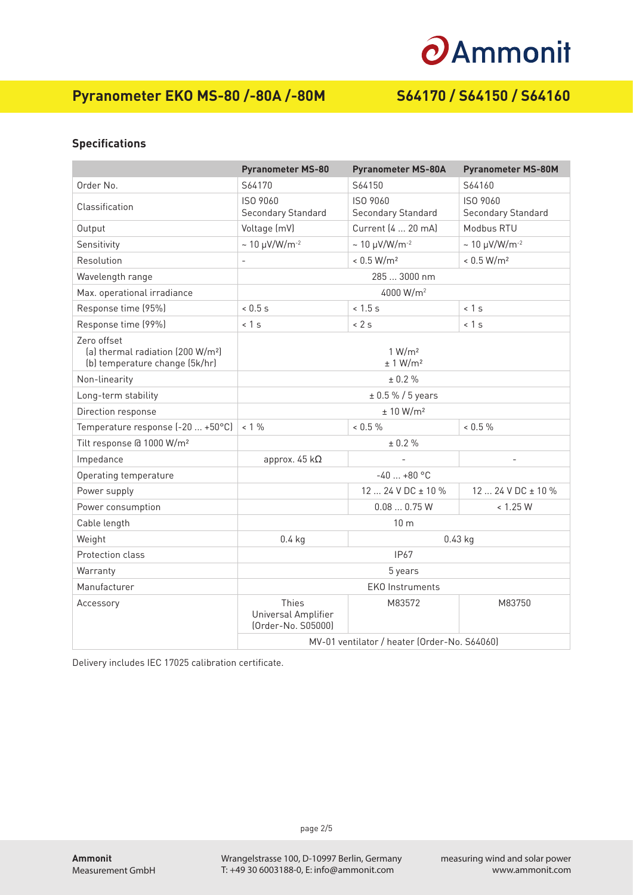# Pyranometer EKO MS-80 /-80A /-80M — S64170 / S64150 / S64160

## Specifications

| | Pyranometer MS-80 | Pyranometer MS-80A | Pyranometer MS-80M |
|---|---|---|---|
| Order No. | S64170 | S64150 | S64160 |
| Classification | ISO 9060 Secondary Standard | ISO 9060 Secondary Standard | ISO 9060 Secondary Standard |
| Output | Voltage (mV) | Current (4 ... 20 mA) | Modbus RTU |
| Sensitivity | ~ 10 μV/W/m$^{-2}$ | ~ 10 μV/W/m$^{-2}$ | ~ 10 μV/W/m$^{-2}$ |
| Resolution | - | < 0.5 W/m² | < 0.5 W/m² |
| Wavelength range | 285 ... 3000 nm | | |
| Max. operational irradiance | 4000 W/m² | | |
| Response time (95%) | < 0.5 s | < 1.5 s | < 1 s |
| Response time (99%) | < 1 s | < 2 s | < 1 s |
| Zero offset (a) thermal radiation (200 W/m²) (b) temperature change (5k/hr) | 1 W/m² ± 1 W/m² | | |
| Non-linearity | ± 0.2 % | | |
| Long-term stability | ± 0.5 % / 5 years | | |
| Direction response | ± 10 W/m² | | |
| Temperature response (-20 ... +50°C) | < 1 % | < 0.5 % | < 0.5 % |
| Tilt response @ 1000 W/m² | ± 0.2 % | | |
| Impedance | approx. 45 kΩ | - | - |
| Operating temperature | -40 ... +80 °C | | |
| Power supply | | 12 ... 24 V DC ± 10 % | 12 ... 24 V DC ± 10 % |
| Power consumption | | 0.08 ... 0.75 W | < 1.25 W |
| Cable length | 10 m | | |
| Weight | 0.4 kg | 0.43 kg | |
| Protection class | IP67 | | |
| Warranty | 5 years | | |
| Manufacturer | EKO Instruments | | |
| Accessory | Thies Universal Amplifier (Order-No. S05000) | M83572 | M83750 |
| | MV-01 ventilator / heater (Order-No. S64060) | | |

Delivery includes IEC 17025 calibration certificate.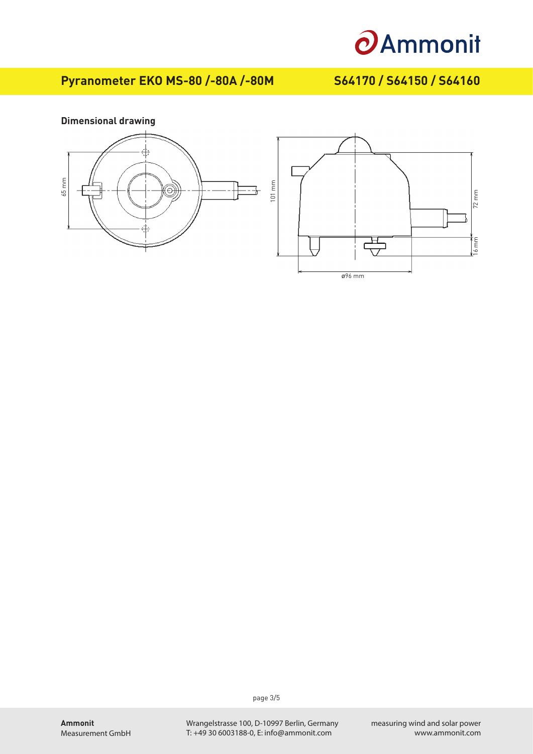## Pyranometer EKO MS-80 /-80A /-80M S64170 / S64150 / S64160

### Dimensional drawing

65 mm

101 mm

72 mm

16 mm

ø96 mm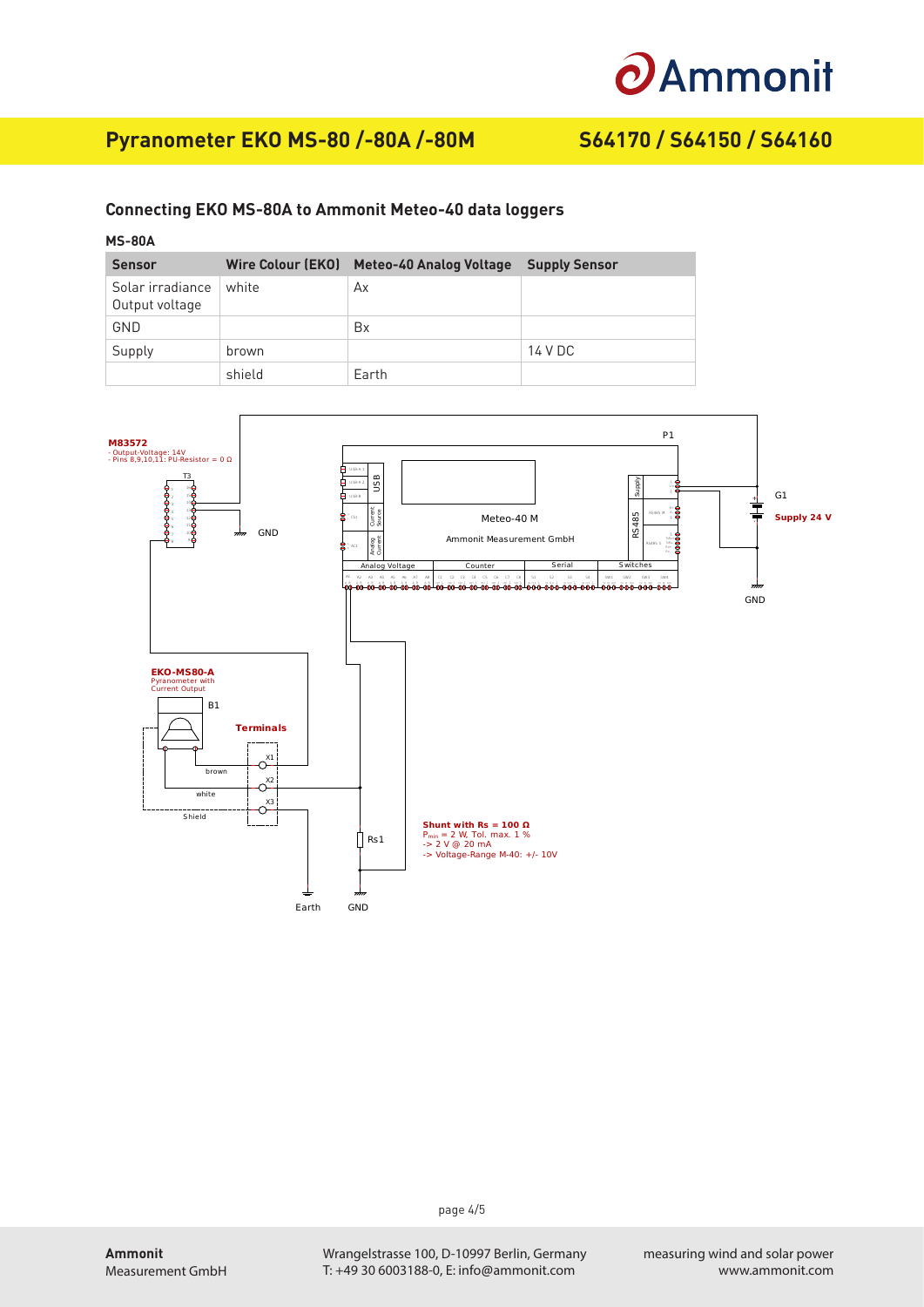## Connecting EKO MS-80A to Ammonit Meteo-40 data loggers

### MS-80A

| Sensor | Wire Colour (EKO) | Meteo-40 Analog Voltage | Supply Sensor |
|---|---|---|---|
| Solar irradiance Output voltage | white | Ax | |
| GND | | Bx | |
| Supply | brown | | 14 V DC |
| | shield | Earth | |

**M83572**
- Output-Voltage: 14V
- Pins 8,9,10,11: PU-Resistor = 0 Ω

T3

GND

P1

Meteo-40 M

Ammonit Measurement GmbH

USB

Current Source

Analog Current

Supply

RS485

Analog Voltage

Counter

Serial

Switches

G1

**Supply 24 V**

GND

**EKO-MS80-A**
Pyranometer with Current Output

B1

**Terminals**

X1

brown

X2

white

X3

Shield

Rs1

Earth

GND

**Shunt with Rs = 100 Ω**
$P_{min}$ = 2 W, Tol. max. 1 %
-> 2 V @ 20 mA
-> Voltage-Range M-40: +/- 10V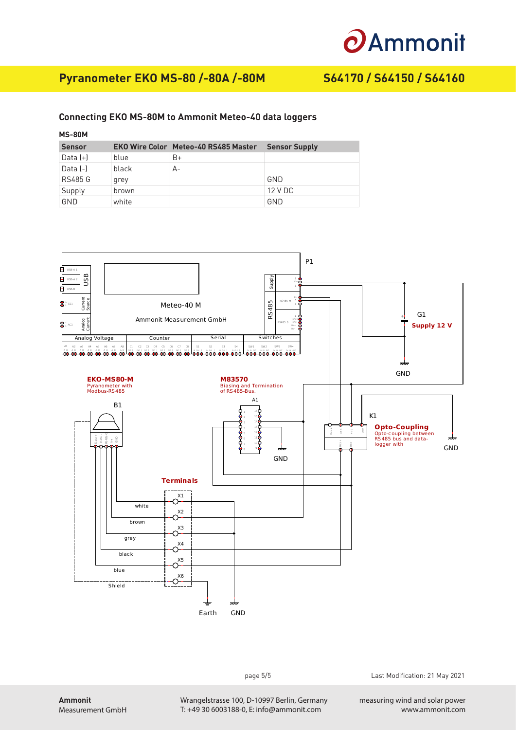## Connecting EKO MS-80M to Ammonit Meteo-40 data loggers

### MS-80M

| Sensor | EKO Wire Color | Meteo-40 RS485 Master | Sensor Supply |
|---|---|---|---|
| Data (+) | blue | B+ | |
| Data (-) | black | A- | |
| RS485 G | grey | | GND |
| Supply | brown | | 12 V DC |
| GND | white | | GND |

P1

Meteo-40 M

Ammonit Measurement GmbH

USB

Current Source

Analog Current

Supply

RS485

Analog Voltage

Counter

Serial

Switches

G1

**Supply 12 V**

GND

**EKO-MS80-M**
Pyranometer with Modbus-RS485

B1

**M83570**
Biasing and Termination of RS485-Bus.

A1

GND

K1

**Opto-Coupling**
Opto-coupling between RS485 bus and data-logger with

GND

**Terminals**

X1

white

X2

brown

X3

grey

X4

black

X5

blue

X6

Shield

Earth

GND